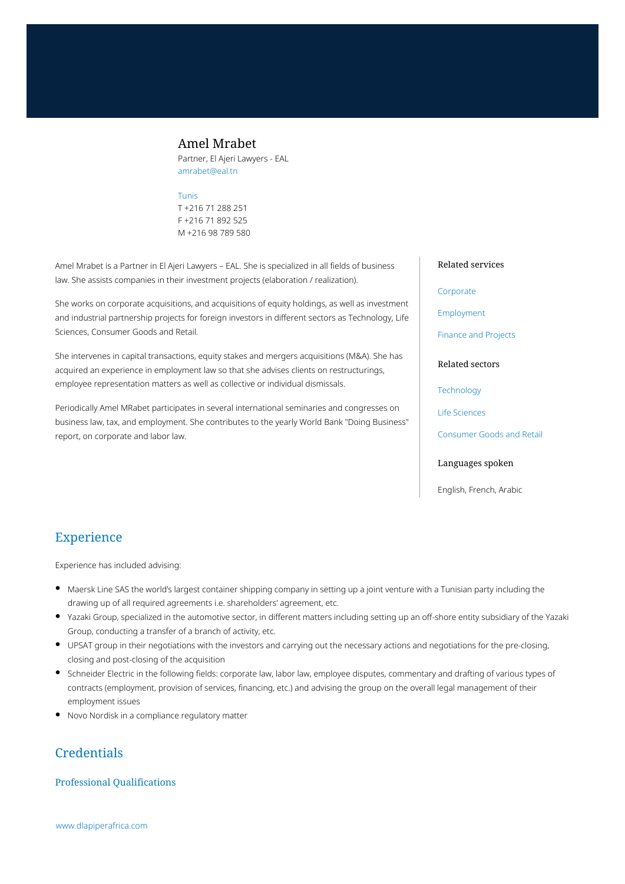# Amel Mrabet

Partner, El Ajeri Lawyers - EAL
amrabet@eal.tn

Tunis
T +216 71 288 251
F +216 71 892 525
M +216 98 789 580

Amel Mrabet is a Partner in El Ajeri Lawyers – EAL. She is specialized in all fields of business law. She assists companies in their investment projects (elaboration / realization).

She works on corporate acquisitions, and acquisitions of equity holdings, as well as investment and industrial partnership projects for foreign investors in different sectors as Technology, Life Sciences, Consumer Goods and Retail.

She intervenes in capital transactions, equity stakes and mergers acquisitions (M&A). She has acquired an experience in employment law so that she advises clients on restructurings, employee representation matters as well as collective or individual dismissals.

Periodically Amel MRabet participates in several international seminaries and congresses on business law, tax, and employment. She contributes to the yearly World Bank "Doing Business" report, on corporate and labor law.

### Related services

- Corporate
- Employment
- Finance and Projects

### Related sectors

- Technology
- Life Sciences
- Consumer Goods and Retail

### Languages spoken

English, French, Arabic

## Experience

Experience has included advising:

- Maersk Line SAS the world's largest container shipping company in setting up a joint venture with a Tunisian party including the drawing up of all required agreements i.e. shareholders' agreement, etc.
- Yazaki Group, specialized in the automotive sector, in different matters including setting up an off-shore entity subsidiary of the Yazaki Group, conducting a transfer of a branch of activity, etc.
- UPSAT group in their negotiations with the investors and carrying out the necessary actions and negotiations for the pre-closing, closing and post-closing of the acquisition
- Schneider Electric in the following fields: corporate law, labor law, employee disputes, commentary and drafting of various types of contracts (employment, provision of services, financing, etc.) and advising the group on the overall legal management of their employment issues
- Novo Nordisk in a compliance regulatory matter

## Credentials

### Professional Qualifications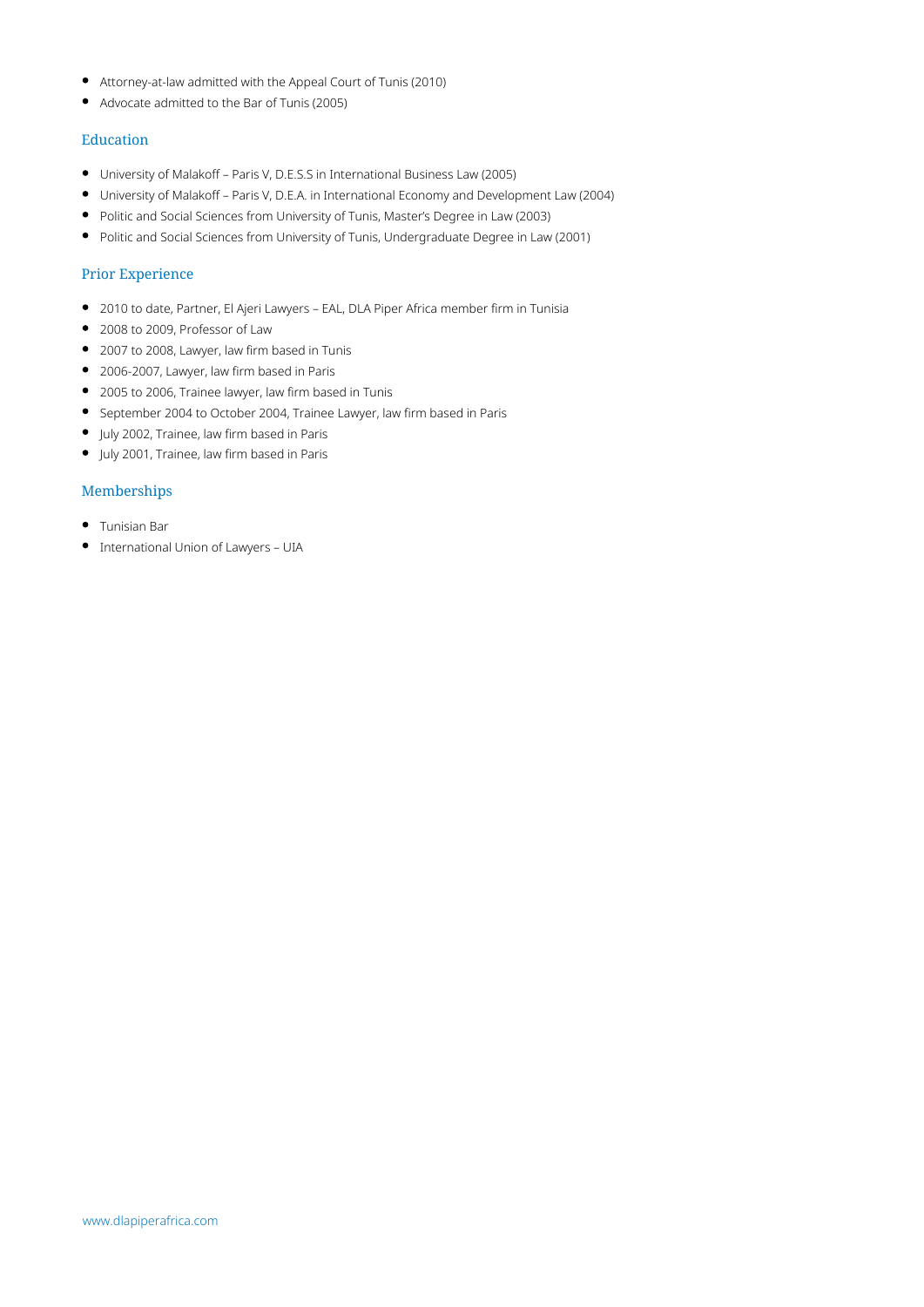- Attorney-at-law admitted with the Appeal Court of Tunis (2010)
- Advocate admitted to the Bar of Tunis (2005)

## Education

- University of Malakoff – Paris V, D.E.S.S in International Business Law (2005)
- University of Malakoff – Paris V, D.E.A. in International Economy and Development Law (2004)
- Politic and Social Sciences from University of Tunis, Master's Degree in Law (2003)
- Politic and Social Sciences from University of Tunis, Undergraduate Degree in Law (2001)

## Prior Experience

- 2010 to date, Partner, El Ajeri Lawyers – EAL, DLA Piper Africa member firm in Tunisia
- 2008 to 2009, Professor of Law
- 2007 to 2008, Lawyer, law firm based in Tunis
- 2006-2007, Lawyer, law firm based in Paris
- 2005 to 2006, Trainee lawyer, law firm based in Tunis
- September 2004 to October 2004, Trainee Lawyer, law firm based in Paris
- July 2002, Trainee, law firm based in Paris
- July 2001, Trainee, law firm based in Paris

## Memberships

- Tunisian Bar
- International Union of Lawyers – UIA